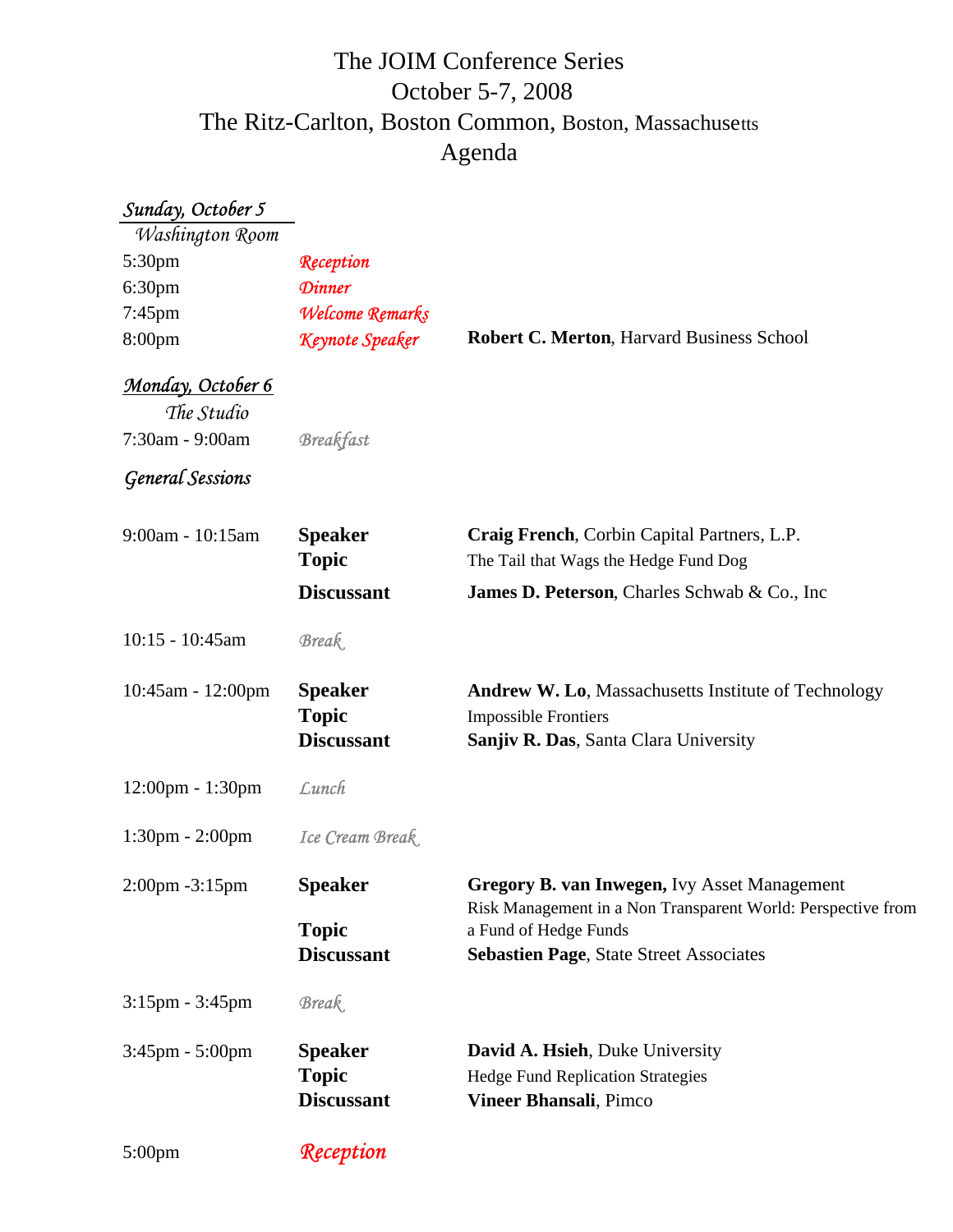# The JOIM Conference Series
# October 5-7, 2008
# The Ritz-Carlton, Boston Common, Boston, Massachusetts
# Agenda

## *Sunday, October 5*

*Washington Room*

| | | |
|---|---|---|
| 5:30pm | *Reception* | |
| 6:30pm | *Dinner* | |
| 7:45pm | *Welcome Remarks* | |
| 8:00pm | *Keynote Speaker* | **Robert C. Merton**, Harvard Business School |

## *Monday, October 6*

*The Studio*

| | | |
|---|---|---|
| 7:30am - 9:00am | *Breakfast* | |

### *General Sessions*

| | | |
|---|---|---|
| 9:00am - 10:15am | **Speaker** | **Craig French**, Corbin Capital Partners, L.P. |
| | **Topic** | The Tail that Wags the Hedge Fund Dog |
| | **Discussant** | **James D. Peterson**, Charles Schwab & Co., Inc |
| 10:15 - 10:45am | *Break* | |
| 10:45am - 12:00pm | **Speaker** | **Andrew W. Lo**, Massachusetts Institute of Technology |
| | **Topic** | Impossible Frontiers |
| | **Discussant** | **Sanjiv R. Das**, Santa Clara University |
| 12:00pm - 1:30pm | *Lunch* | |
| 1:30pm - 2:00pm | *Ice Cream Break* | |
| 2:00pm -3:15pm | **Speaker** | **Gregory B. van Inwegen,** Ivy Asset Management |
| | **Topic** | Risk Management in a Non Transparent World: Perspective from a Fund of Hedge Funds |
| | **Discussant** | **Sebastien Page**, State Street Associates |
| 3:15pm - 3:45pm | *Break* | |
| 3:45pm - 5:00pm | **Speaker** | **David A. Hsieh**, Duke University |
| | **Topic** | Hedge Fund Replication Strategies |
| | **Discussant** | **Vineer Bhansali**, Pimco |
| 5:00pm | *Reception* | |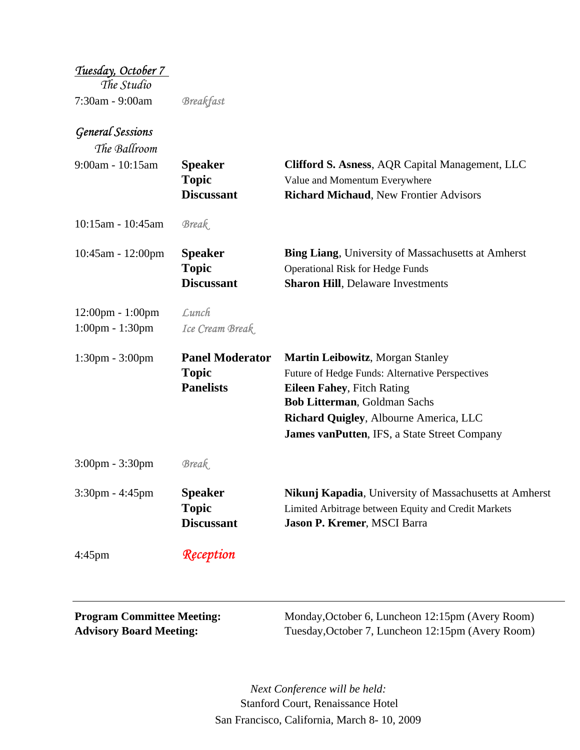## *Tuesday, October 7*

*The Studio*

7:30am - 9:00am *Breakfast*

### *General Sessions*

*The Ballroom*

| | | |
|---|---|---|
| 9:00am - 10:15am | **Speaker** | **Clifford S. Asness**, AQR Capital Management, LLC |
| | **Topic** | Value and Momentum Everywhere |
| | **Discussant** | **Richard Michaud**, New Frontier Advisors |
| 10:15am - 10:45am | *Break* | |
| 10:45am - 12:00pm | **Speaker** | **Bing Liang**, University of Massachusetts at Amherst |
| | **Topic** | Operational Risk for Hedge Funds |
| | **Discussant** | **Sharon Hill**, Delaware Investments |
| 12:00pm - 1:00pm | *Lunch* | |
| 1:00pm - 1:30pm | *Ice Cream Break* | |
| 1:30pm - 3:00pm | **Panel Moderator** | **Martin Leibowitz**, Morgan Stanley |
| | **Topic** | Future of Hedge Funds: Alternative Perspectives |
| | **Panelists** | **Eileen Fahey**, Fitch Rating |
| | | **Bob Litterman**, Goldman Sachs |
| | | **Richard Quigley**, Albourne America, LLC |
| | | **James vanPutten**, IFS, a State Street Company |
| 3:00pm - 3:30pm | *Break* | |
| 3:30pm - 4:45pm | **Speaker** | **Nikunj Kapadia**, University of Massachusetts at Amherst |
| | **Topic** | Limited Arbitrage between Equity and Credit Markets |
| | **Discussant** | **Jason P. Kremer**, MSCI Barra |
| 4:45pm | *Reception* | |

---

**Program Committee Meeting:** Monday,October 6, Luncheon 12:15pm (Avery Room)

**Advisory Board Meeting:** Tuesday,October 7, Luncheon 12:15pm (Avery Room)

*Next Conference will be held:*

Stanford Court, Renaissance Hotel

San Francisco, California, March 8- 10, 2009